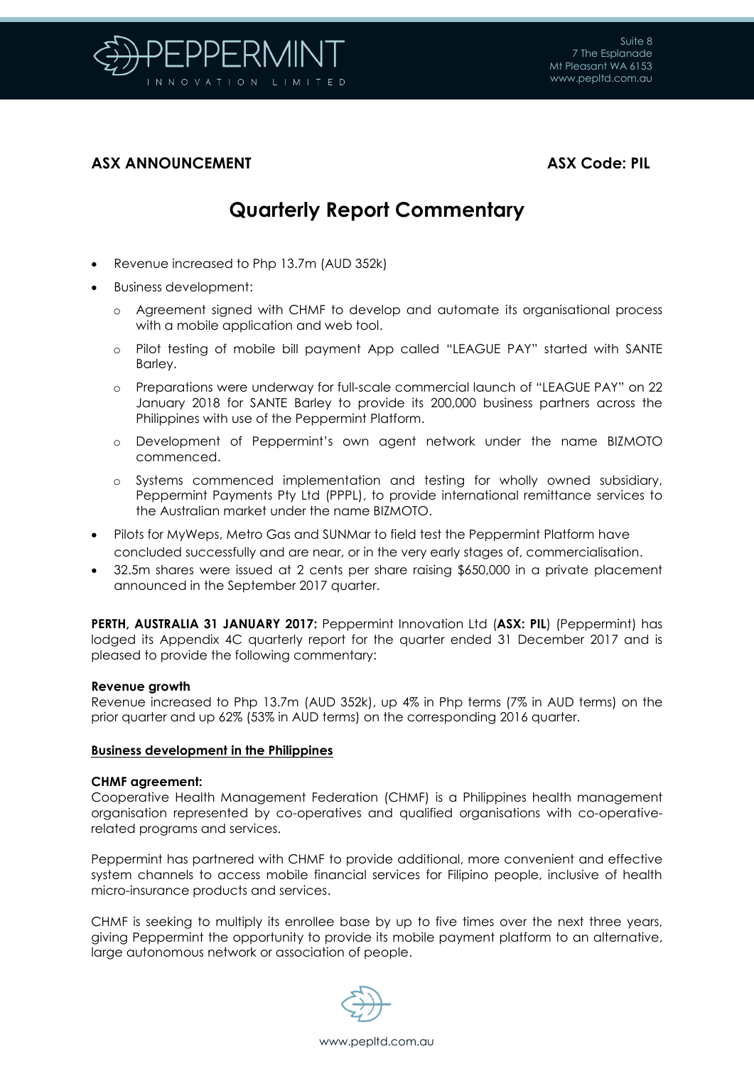**ASX ANNOUNCEMENT** **ASX Code: PIL**

# Quarterly Report Commentary

- Revenue increased to Php 13.7m (AUD 352k)
- Business development:
  - Agreement signed with CHMF to develop and automate its organisational process with a mobile application and web tool.
  - Pilot testing of mobile bill payment App called "LEAGUE PAY" started with SANTE Barley.
  - Preparations were underway for full-scale commercial launch of "LEAGUE PAY" on 22 January 2018 for SANTE Barley to provide its 200,000 business partners across the Philippines with use of the Peppermint Platform.
  - Development of Peppermint's own agent network under the name BIZMOTO commenced.
  - Systems commenced implementation and testing for wholly owned subsidiary, Peppermint Payments Pty Ltd (PPPL), to provide international remittance services to the Australian market under the name BIZMOTO.
- Pilots for MyWeps, Metro Gas and SUNMar to field test the Peppermint Platform have concluded successfully and are near, or in the very early stages of, commercialisation.
- 32.5m shares were issued at 2 cents per share raising $650,000 in a private placement announced in the September 2017 quarter.

**PERTH, AUSTRALIA 31 JANUARY 2017:** Peppermint Innovation Ltd (**ASX: PIL**) (Peppermint) has lodged its Appendix 4C quarterly report for the quarter ended 31 December 2017 and is pleased to provide the following commentary:

**Revenue growth**

Revenue increased to Php 13.7m (AUD 352k), up 4% in Php terms (7% in AUD terms) on the prior quarter and up 62% (53% in AUD terms) on the corresponding 2016 quarter.

**Business development in the Philippines**

**CHMF agreement:**

Cooperative Health Management Federation (CHMF) is a Philippines health management organisation represented by co-operatives and qualified organisations with co-operative-related programs and services.

Peppermint has partnered with CHMF to provide additional, more convenient and effective system channels to access mobile financial services for Filipino people, inclusive of health micro-insurance products and services.

CHMF is seeking to multiply its enrollee base by up to five times over the next three years, giving Peppermint the opportunity to provide its mobile payment platform to an alternative, large autonomous network or association of people.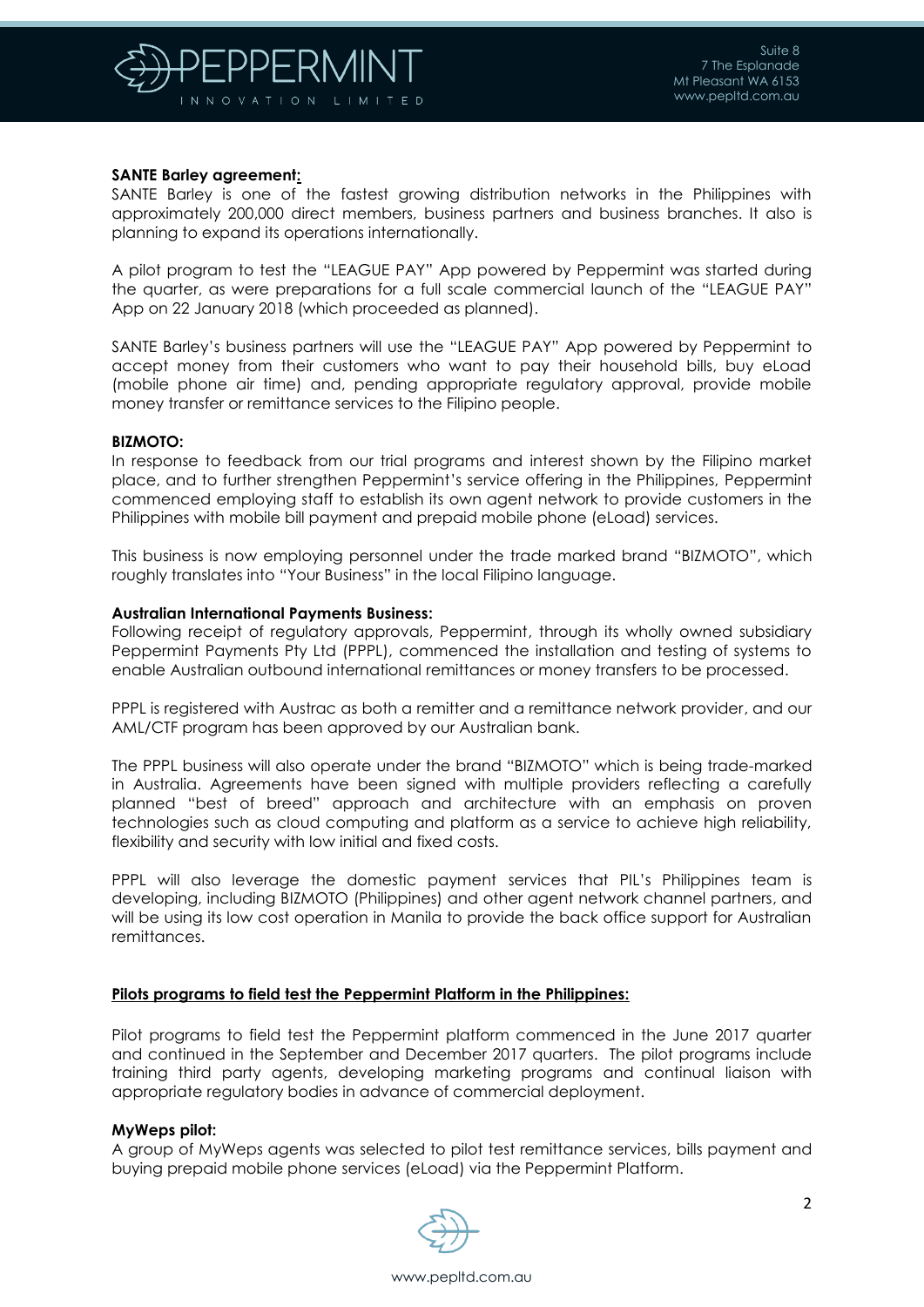**SANTE Barley agreement:**
SANTE Barley is one of the fastest growing distribution networks in the Philippines with approximately 200,000 direct members, business partners and business branches. It also is planning to expand its operations internationally.

A pilot program to test the "LEAGUE PAY" App powered by Peppermint was started during the quarter, as were preparations for a full scale commercial launch of the "LEAGUE PAY" App on 22 January 2018 (which proceeded as planned).

SANTE Barley's business partners will use the "LEAGUE PAY" App powered by Peppermint to accept money from their customers who want to pay their household bills, buy eLoad (mobile phone air time) and, pending appropriate regulatory approval, provide mobile money transfer or remittance services to the Filipino people.

**BIZMOTO:**
In response to feedback from our trial programs and interest shown by the Filipino market place, and to further strengthen Peppermint's service offering in the Philippines, Peppermint commenced employing staff to establish its own agent network to provide customers in the Philippines with mobile bill payment and prepaid mobile phone (eLoad) services.

This business is now employing personnel under the trade marked brand "BIZMOTO", which roughly translates into "Your Business" in the local Filipino language.

**Australian International Payments Business:**
Following receipt of regulatory approvals, Peppermint, through its wholly owned subsidiary Peppermint Payments Pty Ltd (PPPL), commenced the installation and testing of systems to enable Australian outbound international remittances or money transfers to be processed.

PPPL is registered with Austrac as both a remitter and a remittance network provider, and our AML/CTF program has been approved by our Australian bank.

The PPPL business will also operate under the brand "BIZMOTO" which is being trade-marked in Australia. Agreements have been signed with multiple providers reflecting a carefully planned "best of breed" approach and architecture with an emphasis on proven technologies such as cloud computing and platform as a service to achieve high reliability, flexibility and security with low initial and fixed costs.

PPPL will also leverage the domestic payment services that PIL's Philippines team is developing, including BIZMOTO (Philippines) and other agent network channel partners, and will be using its low cost operation in Manila to provide the back office support for Australian remittances.

**Pilots programs to field test the Peppermint Platform in the Philippines:**

Pilot programs to field test the Peppermint platform commenced in the June 2017 quarter and continued in the September and December 2017 quarters. The pilot programs include training third party agents, developing marketing programs and continual liaison with appropriate regulatory bodies in advance of commercial deployment.

**MyWeps pilot:**
A group of MyWeps agents was selected to pilot test remittance services, bills payment and buying prepaid mobile phone services (eLoad) via the Peppermint Platform.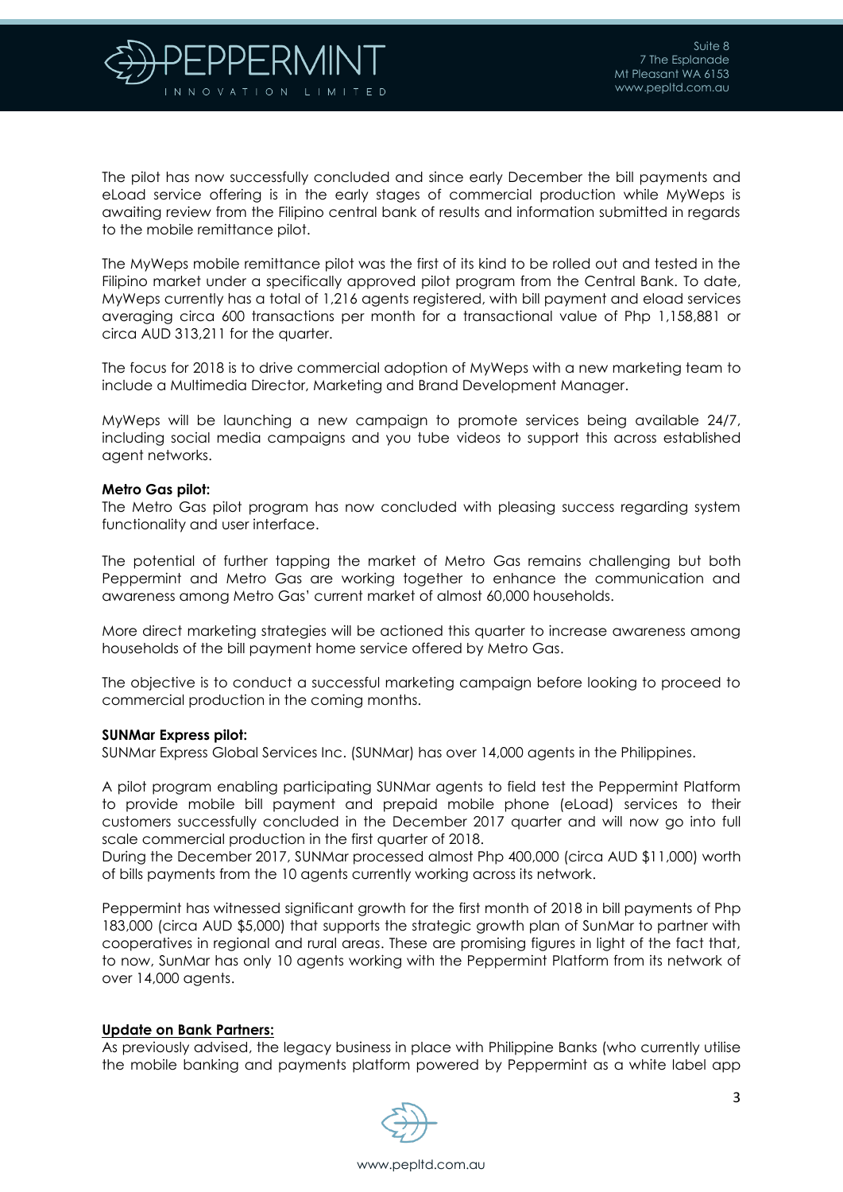The pilot has now successfully concluded and since early December the bill payments and eLoad service offering is in the early stages of commercial production while MyWeps is awaiting review from the Filipino central bank of results and information submitted in regards to the mobile remittance pilot.

The MyWeps mobile remittance pilot was the first of its kind to be rolled out and tested in the Filipino market under a specifically approved pilot program from the Central Bank. To date, MyWeps currently has a total of 1,216 agents registered, with bill payment and eload services averaging circa 600 transactions per month for a transactional value of Php 1,158,881 or circa AUD 313,211 for the quarter.

The focus for 2018 is to drive commercial adoption of MyWeps with a new marketing team to include a Multimedia Director, Marketing and Brand Development Manager.

MyWeps will be launching a new campaign to promote services being available 24/7, including social media campaigns and you tube videos to support this across established agent networks.

**Metro Gas pilot:**
The Metro Gas pilot program has now concluded with pleasing success regarding system functionality and user interface.

The potential of further tapping the market of Metro Gas remains challenging but both Peppermint and Metro Gas are working together to enhance the communication and awareness among Metro Gas' current market of almost 60,000 households.

More direct marketing strategies will be actioned this quarter to increase awareness among households of the bill payment home service offered by Metro Gas.

The objective is to conduct a successful marketing campaign before looking to proceed to commercial production in the coming months.

**SUNMar Express pilot:**
SUNMar Express Global Services Inc. (SUNMar) has over 14,000 agents in the Philippines.

A pilot program enabling participating SUNMar agents to field test the Peppermint Platform to provide mobile bill payment and prepaid mobile phone (eLoad) services to their customers successfully concluded in the December 2017 quarter and will now go into full scale commercial production in the first quarter of 2018.
During the December 2017, SUNMar processed almost Php 400,000 (circa AUD $11,000) worth of bills payments from the 10 agents currently working across its network.

Peppermint has witnessed significant growth for the first month of 2018 in bill payments of Php 183,000 (circa AUD $5,000) that supports the strategic growth plan of SunMar to partner with cooperatives in regional and rural areas. These are promising figures in light of the fact that, to now, SunMar has only 10 agents working with the Peppermint Platform from its network of over 14,000 agents.

**Update on Bank Partners:**
As previously advised, the legacy business in place with Philippine Banks (who currently utilise the mobile banking and payments platform powered by Peppermint as a white label app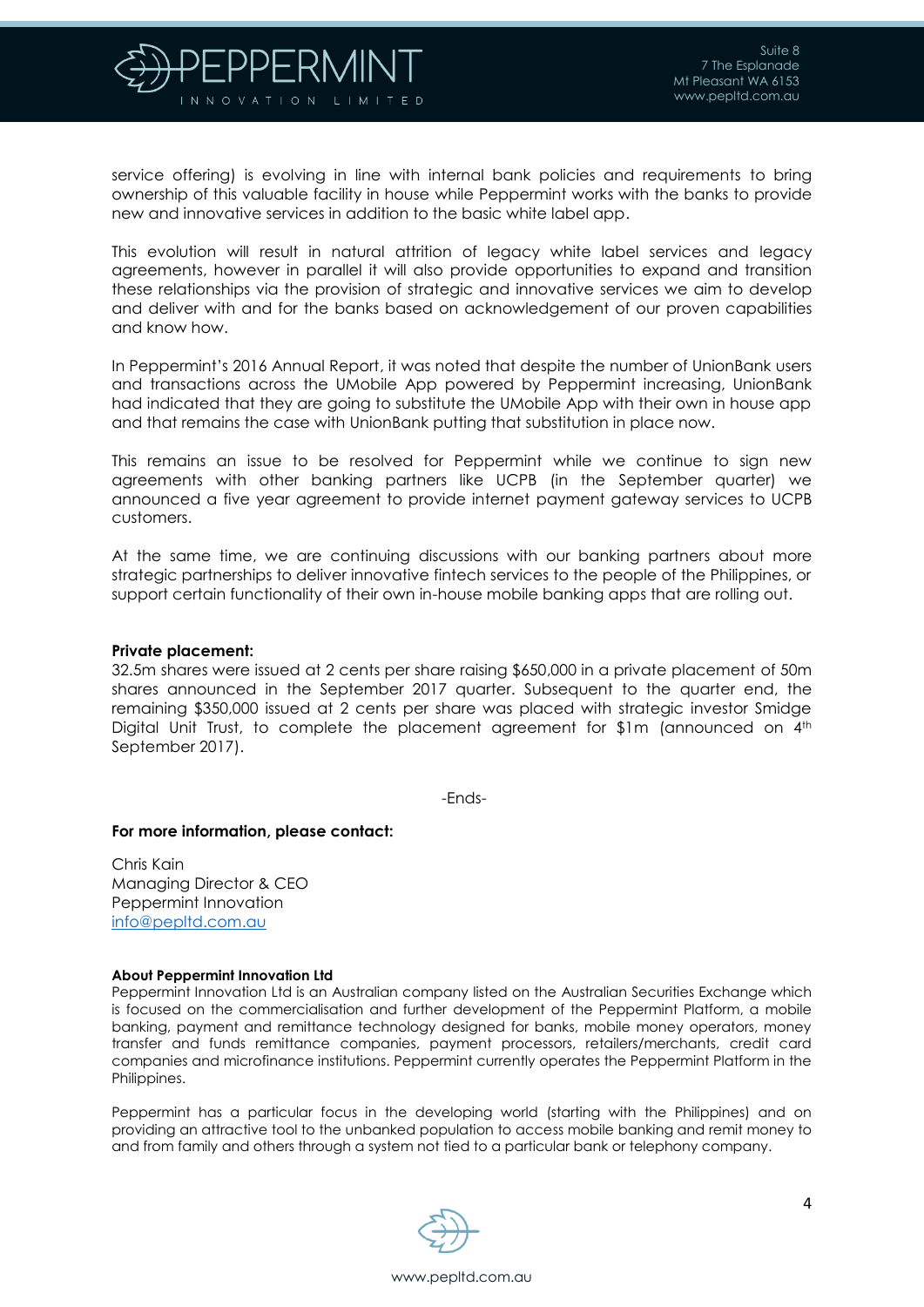service offering) is evolving in line with internal bank policies and requirements to bring ownership of this valuable facility in house while Peppermint works with the banks to provide new and innovative services in addition to the basic white label app.

This evolution will result in natural attrition of legacy white label services and legacy agreements, however in parallel it will also provide opportunities to expand and transition these relationships via the provision of strategic and innovative services we aim to develop and deliver with and for the banks based on acknowledgement of our proven capabilities and know how.

In Peppermint's 2016 Annual Report, it was noted that despite the number of UnionBank users and transactions across the UMobile App powered by Peppermint increasing, UnionBank had indicated that they are going to substitute the UMobile App with their own in house app and that remains the case with UnionBank putting that substitution in place now.

This remains an issue to be resolved for Peppermint while we continue to sign new agreements with other banking partners like UCPB (in the September quarter) we announced a five year agreement to provide internet payment gateway services to UCPB customers.

At the same time, we are continuing discussions with our banking partners about more strategic partnerships to deliver innovative fintech services to the people of the Philippines, or support certain functionality of their own in-house mobile banking apps that are rolling out.

**Private placement:**
32.5m shares were issued at 2 cents per share raising $650,000 in a private placement of 50m shares announced in the September 2017 quarter. Subsequent to the quarter end, the remaining $350,000 issued at 2 cents per share was placed with strategic investor Smidge Digital Unit Trust, to complete the placement agreement for $1m (announced on 4th September 2017).

-Ends-

**For more information, please contact:**

Chris Kain
Managing Director & CEO
Peppermint Innovation
info@pepltd.com.au

**About Peppermint Innovation Ltd**
Peppermint Innovation Ltd is an Australian company listed on the Australian Securities Exchange which is focused on the commercialisation and further development of the Peppermint Platform, a mobile banking, payment and remittance technology designed for banks, mobile money operators, money transfer and funds remittance companies, payment processors, retailers/merchants, credit card companies and microfinance institutions. Peppermint currently operates the Peppermint Platform in the Philippines.

Peppermint has a particular focus in the developing world (starting with the Philippines) and on providing an attractive tool to the unbanked population to access mobile banking and remit money to and from family and others through a system not tied to a particular bank or telephony company.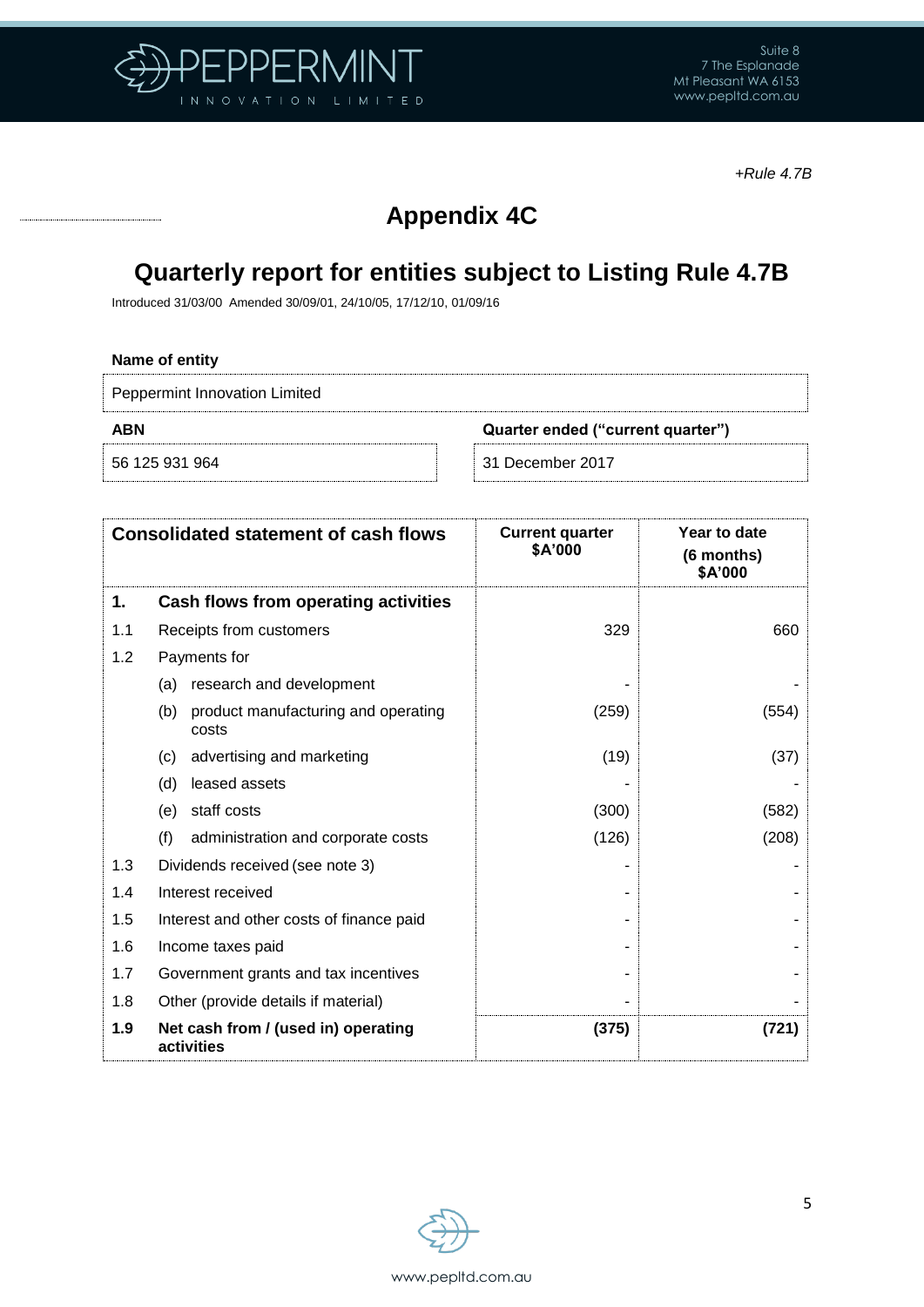*+Rule 4.7B*

# Appendix 4C

## Quarterly report for entities subject to Listing Rule 4.7B

Introduced 31/03/00 Amended 30/09/01, 24/10/05, 17/12/10, 01/09/16

**Name of entity**

| Peppermint Innovation Limited |
|---|

| ABN | Quarter ended ("current quarter") |
|---|---|
| 56 125 931 964 | 31 December 2017 |

| Consolidated statement of cash flows | | Current quarter $A'000 | Year to date (6 months) $A'000 |
|---|---|---|---|
| **1.** | **Cash flows from operating activities** | | |
| 1.1 | Receipts from customers | 329 | 660 |
| 1.2 | Payments for | | |
| | (a) research and development | - | - |
| | (b) product manufacturing and operating costs | (259) | (554) |
| | (c) advertising and marketing | (19) | (37) |
| | (d) leased assets | - | - |
| | (e) staff costs | (300) | (582) |
| | (f) administration and corporate costs | (126) | (208) |
| 1.3 | Dividends received (see note 3) | - | - |
| 1.4 | Interest received | - | - |
| 1.5 | Interest and other costs of finance paid | - | - |
| 1.6 | Income taxes paid | - | - |
| 1.7 | Government grants and tax incentives | - | - |
| 1.8 | Other (provide details if material) | - | - |
| **1.9** | **Net cash from / (used in) operating activities** | **(375)** | **(721)** |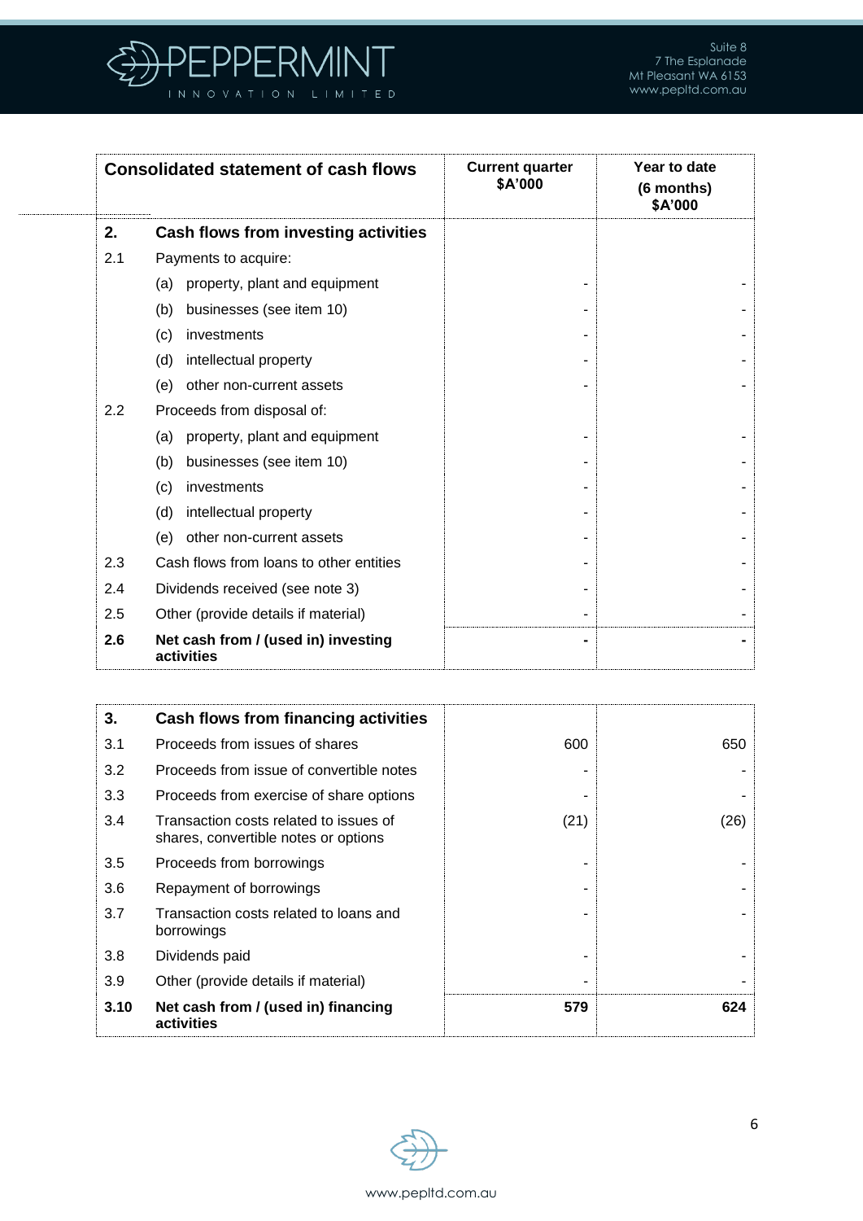| Consolidated statement of cash flows | | Current quarter $A'000 | Year to date (6 months) $A'000 |
|---|---|---|---|
| **2.** | **Cash flows from investing activities** | | |
| 2.1 | Payments to acquire: | | |
| | (a) property, plant and equipment | - | - |
| | (b) businesses (see item 10) | - | - |
| | (c) investments | - | - |
| | (d) intellectual property | - | - |
| | (e) other non-current assets | - | - |
| 2.2 | Proceeds from disposal of: | | |
| | (a) property, plant and equipment | - | - |
| | (b) businesses (see item 10) | - | - |
| | (c) investments | - | - |
| | (d) intellectual property | - | - |
| | (e) other non-current assets | - | - |
| 2.3 | Cash flows from loans to other entities | - | - |
| 2.4 | Dividends received (see note 3) | - | - |
| 2.5 | Other (provide details if material) | - | - |
| **2.6** | **Net cash from / (used in) investing activities** | **-** | **-** |

| | | | |
|---|---|---|---|
| **3.** | **Cash flows from financing activities** | | |
| 3.1 | Proceeds from issues of shares | 600 | 650 |
| 3.2 | Proceeds from issue of convertible notes | - | - |
| 3.3 | Proceeds from exercise of share options | - | - |
| 3.4 | Transaction costs related to issues of shares, convertible notes or options | (21) | (26) |
| 3.5 | Proceeds from borrowings | - | - |
| 3.6 | Repayment of borrowings | - | - |
| 3.7 | Transaction costs related to loans and borrowings | - | - |
| 3.8 | Dividends paid | - | - |
| 3.9 | Other (provide details if material) | - | - |
| **3.10** | **Net cash from / (used in) financing activities** | **579** | **624** |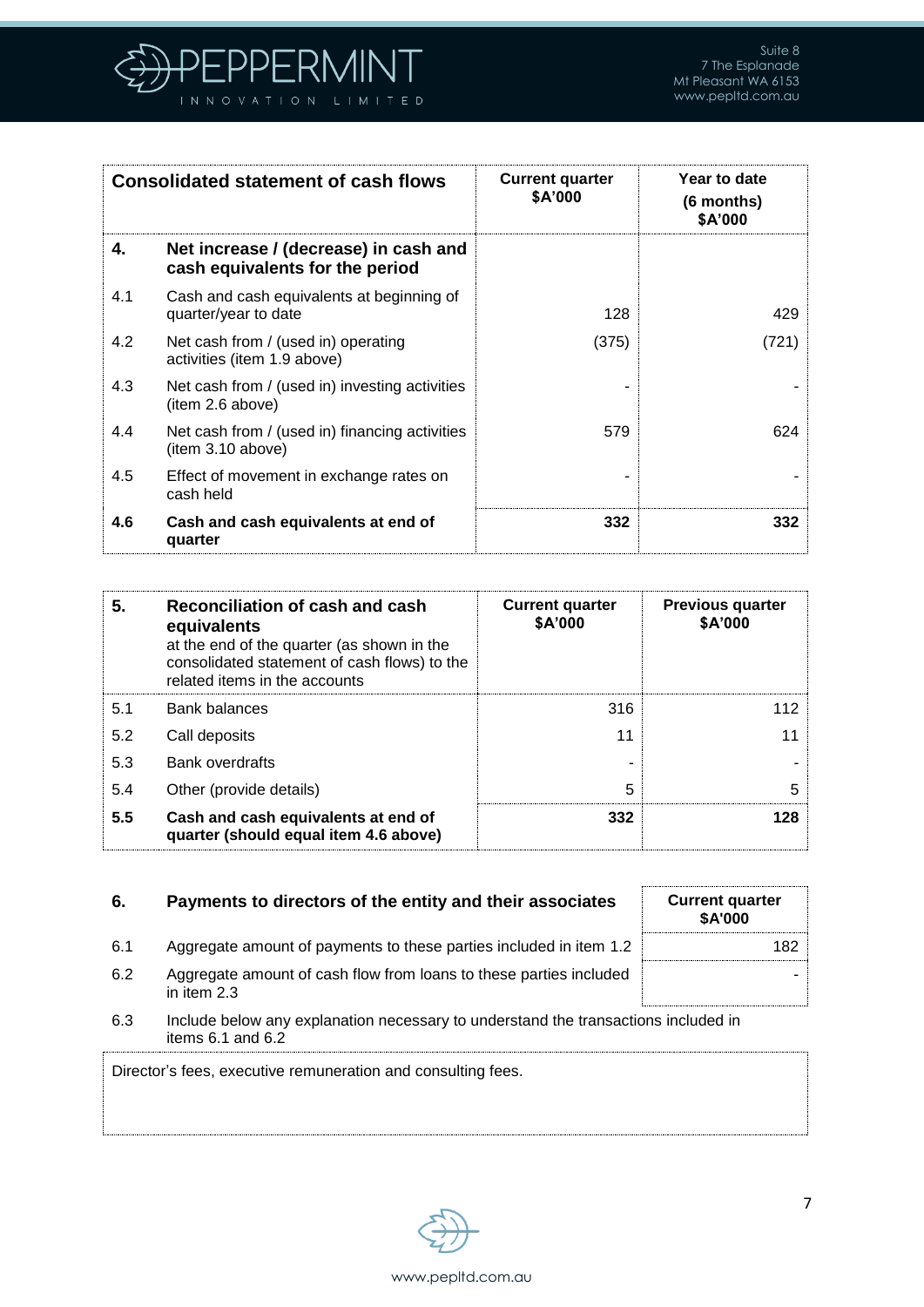| Consolidated statement of cash flows | | Current quarter $A'000 | Year to date (6 months) $A'000 |
|---|---|---|---|
| **4.** | **Net increase / (decrease) in cash and cash equivalents for the period** | | |
| 4.1 | Cash and cash equivalents at beginning of quarter/year to date | 128 | 429 |
| 4.2 | Net cash from / (used in) operating activities (item 1.9 above) | (375) | (721) |
| 4.3 | Net cash from / (used in) investing activities (item 2.6 above) | - | - |
| 4.4 | Net cash from / (used in) financing activities (item 3.10 above) | 579 | 624 |
| 4.5 | Effect of movement in exchange rates on cash held | - | - |
| **4.6** | **Cash and cash equivalents at end of quarter** | **332** | **332** |

| **5.** | **Reconciliation of cash and cash equivalents** at the end of the quarter (as shown in the consolidated statement of cash flows) to the related items in the accounts | Current quarter $A'000 | Previous quarter $A'000 |
|---|---|---|---|
| 5.1 | Bank balances | 316 | 112 |
| 5.2 | Call deposits | 11 | 11 |
| 5.3 | Bank overdrafts | - | - |
| 5.4 | Other (provide details) | 5 | 5 |
| **5.5** | **Cash and cash equivalents at end of quarter (should equal item 4.6 above)** | **332** | **128** |

| **6.** | **Payments to directors of the entity and their associates** | Current quarter $A'000 |
|---|---|---|
| 6.1 | Aggregate amount of payments to these parties included in item 1.2 | 182 |
| 6.2 | Aggregate amount of cash flow from loans to these parties included in item 2.3 | - |

6.3 Include below any explanation necessary to understand the transactions included in items 6.1 and 6.2

Director's fees, executive remuneration and consulting fees.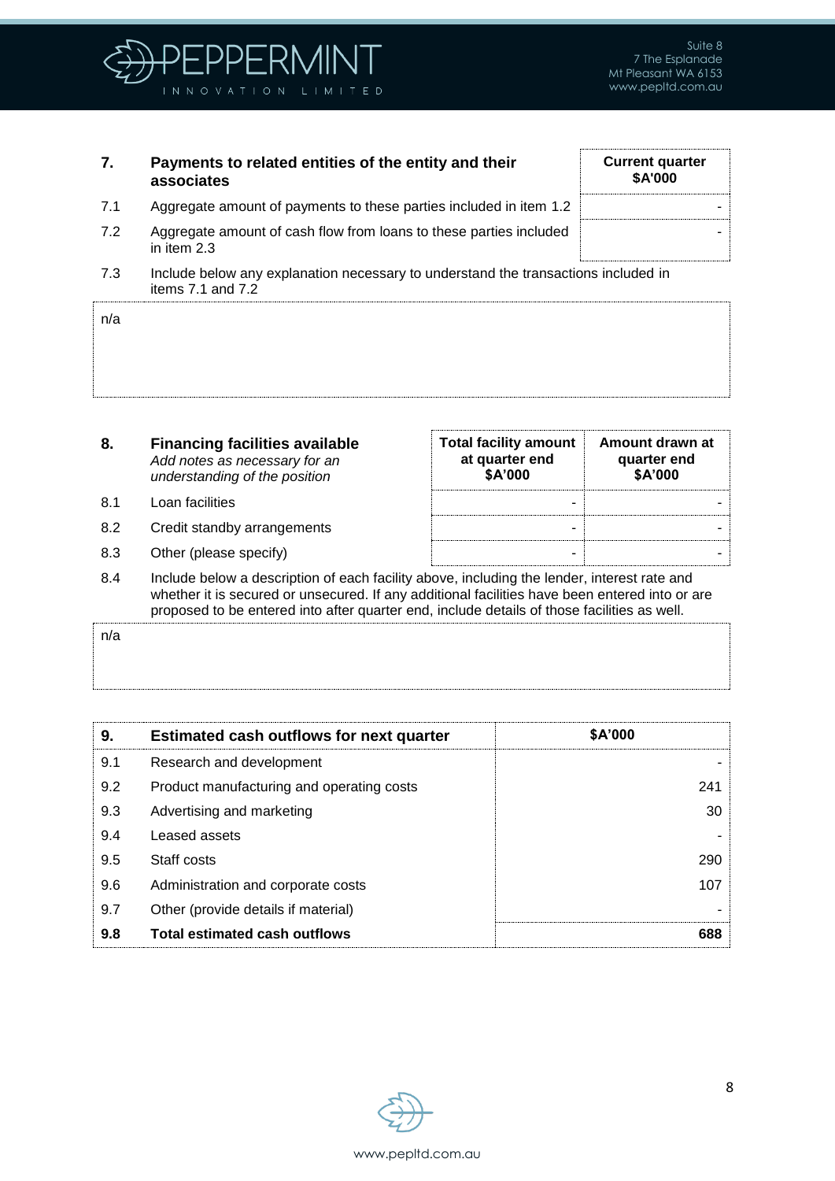| 7. | Payments to related entities of the entity and their associates | Current quarter $A'000 |
|---|---|---|
| 7.1 | Aggregate amount of payments to these parties included in item 1.2 | - |
| 7.2 | Aggregate amount of cash flow from loans to these parties included in item 2.3 | - |

7.3 Include below any explanation necessary to understand the transactions included in items 7.1 and 7.2

n/a

| 8. | Financing facilities available *Add notes as necessary for an understanding of the position* | Total facility amount at quarter end $A'000 | Amount drawn at quarter end $A'000 |
|---|---|---|---|
| 8.1 | Loan facilities | - | - |
| 8.2 | Credit standby arrangements | - | - |
| 8.3 | Other (please specify) | - | - |

8.4 Include below a description of each facility above, including the lender, interest rate and whether it is secured or unsecured. If any additional facilities have been entered into or are proposed to be entered into after quarter end, include details of those facilities as well.

n/a

| 9. | Estimated cash outflows for next quarter | $A'000 |
|---|---|---|
| 9.1 | Research and development | - |
| 9.2 | Product manufacturing and operating costs | 241 |
| 9.3 | Advertising and marketing | 30 |
| 9.4 | Leased assets | - |
| 9.5 | Staff costs | 290 |
| 9.6 | Administration and corporate costs | 107 |
| 9.7 | Other (provide details if material) | - |
| **9.8** | **Total estimated cash outflows** | **688** |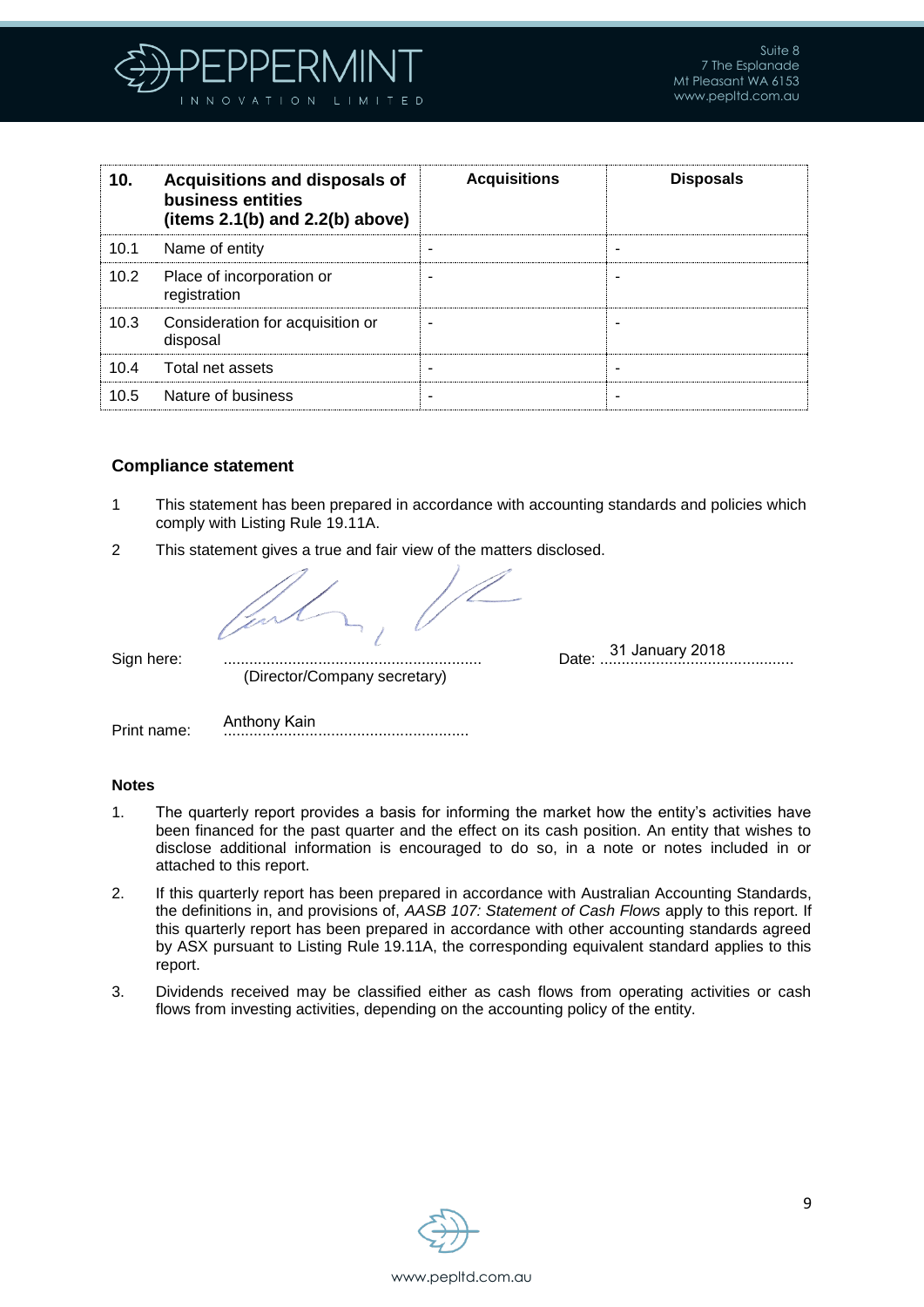| 10. | Acquisitions and disposals of business entities (items 2.1(b) and 2.2(b) above) | Acquisitions | Disposals |
|---|---|---|---|
| 10.1 | Name of entity | - | - |
| 10.2 | Place of incorporation or registration | - | - |
| 10.3 | Consideration for acquisition or disposal | - | - |
| 10.4 | Total net assets | - | - |
| 10.5 | Nature of business | - | - |

### Compliance statement

1. This statement has been prepared in accordance with accounting standards and policies which comply with Listing Rule 19.11A.
2. This statement gives a true and fair view of the matters disclosed.

Sign here: ............................................................ (Director/Company secretary)

Date: 31 January 2018

Print name: Anthony Kain

#### Notes

1. The quarterly report provides a basis for informing the market how the entity's activities have been financed for the past quarter and the effect on its cash position. An entity that wishes to disclose additional information is encouraged to do so, in a note or notes included in or attached to this report.
2. If this quarterly report has been prepared in accordance with Australian Accounting Standards, the definitions in, and provisions of, *AASB 107: Statement of Cash Flows* apply to this report. If this quarterly report has been prepared in accordance with other accounting standards agreed by ASX pursuant to Listing Rule 19.11A, the corresponding equivalent standard applies to this report.
3. Dividends received may be classified either as cash flows from operating activities or cash flows from investing activities, depending on the accounting policy of the entity.